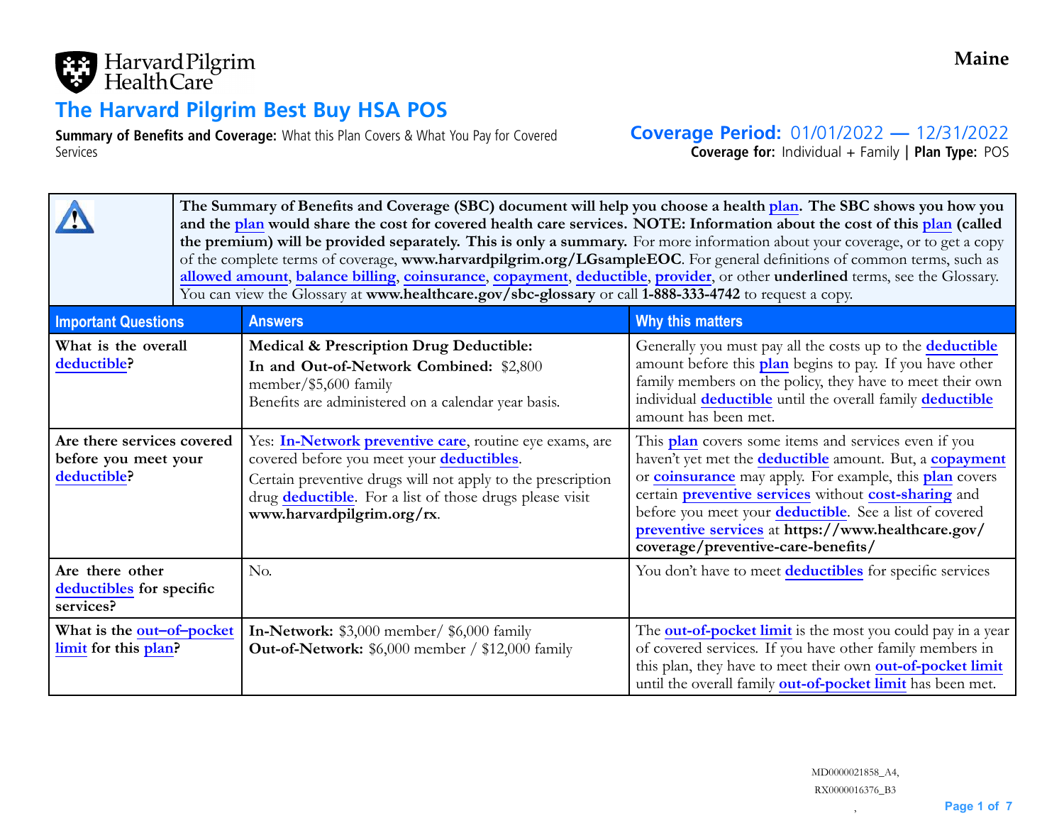Harvard Pilgrim Health Care

**Maine**

# The Harvard Pilgrim Best Buy HSA POS

**Summary of Benefits and Coverage:** What this Plan Covers & What You Pay for Covered Services

**Coverage Period:** 01/01/2022 — 12/31/2022

**Coverage for:** Individual + Family | **Plan Type:** POS

**The Summary of Benefits and Coverage (SBC) document will help you choose a health plan. The SBC shows you how you and the plan would share the cost for covered health care services. NOTE: Information about the cost of this plan (called the premium) will be provided separately. This is only a summary.** For more information about your coverage, or to get a copy of the complete terms of coverage, **www.harvardpilgrim.org/LGsampleEOC**. For general definitions of common terms, such as allowed amount, balance billing, coinsurance, copayment, deductible, provider, or other **underlined** terms, see the Glossary. You can view the Glossary at **www.healthcare.gov/sbc-glossary** or call **1-888-333-4742** to request a copy.

| Important Questions | Answers | Why this matters |
| --- | --- | --- |
| **What is the overall deductible?** | **Medical & Prescription Drug Deductible:** **In and Out-of-Network Combined:** $2,800 member/$5,600 family Benefits are administered on a calendar year basis. | Generally you must pay all the costs up to the deductible amount before this plan begins to pay. If you have other family members on the policy, they have to meet their own individual deductible until the overall family deductible amount has been met. |
| **Are there services covered before you meet your deductible?** | Yes: In-Network preventive care, routine eye exams, are covered before you meet your deductibles. Certain preventive drugs will not apply to the prescription drug deductible. For a list of those drugs please visit **www.harvardpilgrim.org/rx**. | This plan covers some items and services even if you haven't yet met the deductible amount. But, a copayment or coinsurance may apply. For example, this plan covers certain preventive services without cost-sharing and before you meet your deductible. See a list of covered preventive services at **https://www.healthcare.gov/coverage/preventive-care-benefits/** |
| **Are there other deductibles for specific services?** | No. | You don't have to meet deductibles for specific services |
| **What is the out–of–pocket limit for this plan?** | **In-Network:** $3,000 member/ $6,000 family **Out-of-Network:** $6,000 member / $12,000 family | The out-of-pocket limit is the most you could pay in a year of covered services. If you have other family members in this plan, they have to meet their own out-of-pocket limit until the overall family out-of-pocket limit has been met. |

MD0000021858_A4,
RX0000016376_B3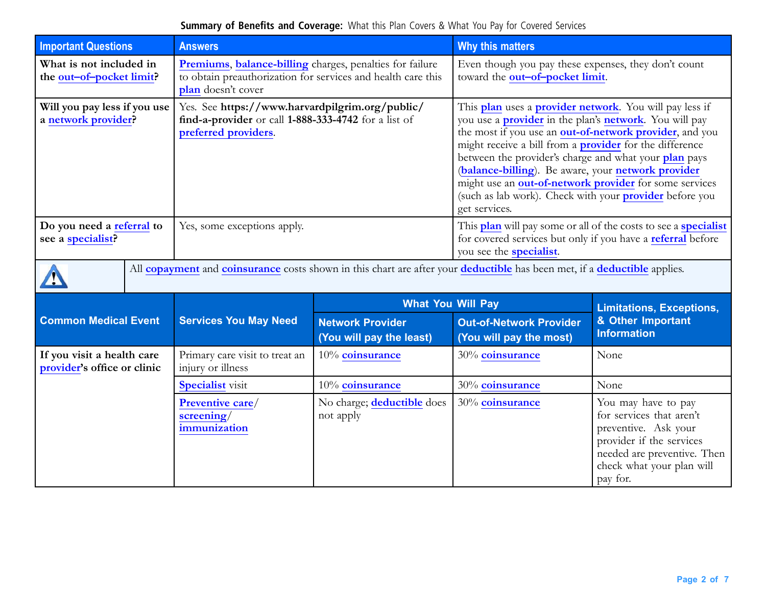**Summary of Benefits and Coverage:** What this Plan Covers & What You Pay for Covered Services

| Important Questions | Answers | Why this matters |
| --- | --- | --- |
| **What is not included in the out–of–pocket limit?** | Premiums, balance-billing charges, penalties for failure to obtain preauthorization for services and health care this plan doesn't cover | Even though you pay these expenses, they don't count toward the out–of–pocket limit. |
| **Will you pay less if you use a network provider?** | Yes. See **https://www.harvardpilgrim.org/public/find-a-provider** or call **1-888-333-4742** for a list of preferred providers. | This plan uses a provider network. You will pay less if you use a provider in the plan's network. You will pay the most if you use an out-of-network provider, and you might receive a bill from a provider for the difference between the provider's charge and what your plan pays (balance-billing). Be aware, your network provider might use an out-of-network provider for some services (such as lab work). Check with your provider before you get services. |
| **Do you need a referral to see a specialist?** | Yes, some exceptions apply. | This plan will pay some or all of the costs to see a specialist for covered services but only if you have a referral before you see the specialist. |

⚠ All copayment and coinsurance costs shown in this chart are after your deductible has been met, if a deductible applies.

| Common Medical Event | Services You May Need | What You Will Pay | | Limitations, Exceptions, & Other Important Information |
| --- | --- | --- | --- | --- |
| | | Network Provider (You will pay the least) | Out-of-Network Provider (You will pay the most) | |
| **If you visit a health care provider's office or clinic** | Primary care visit to treat an injury or illness | 10% coinsurance | 30% coinsurance | None |
| | Specialist visit | 10% coinsurance | 30% coinsurance | None |
| | Preventive care/ screening/ immunization | No charge; deductible does not apply | 30% coinsurance | You may have to pay for services that aren't preventive. Ask your provider if the services needed are preventive. Then check what your plan will pay for. |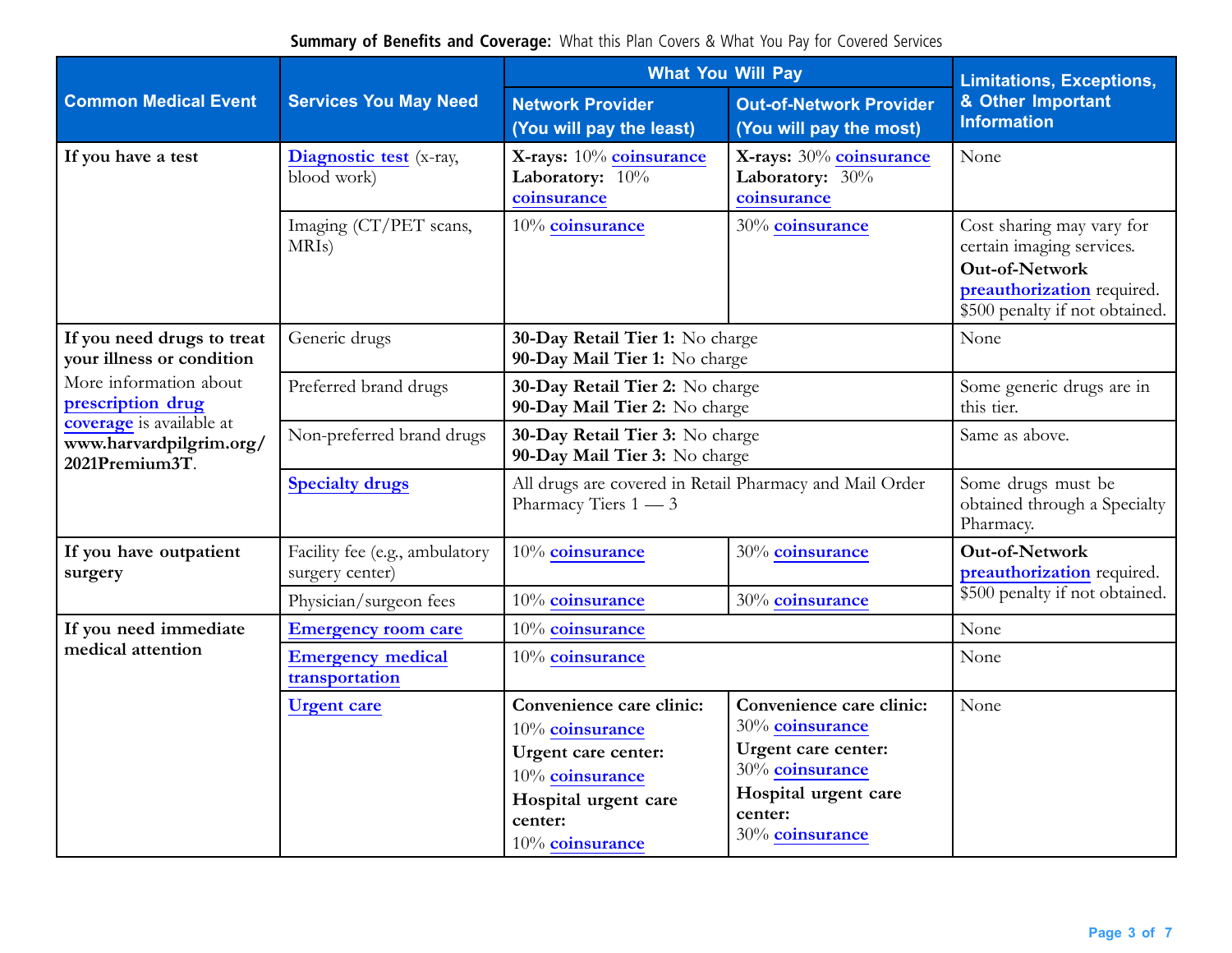**Summary of Benefits and Coverage:** What this Plan Covers & What You Pay for Covered Services

| Common Medical Event | Services You May Need | What You Will Pay | | Limitations, Exceptions, & Other Important Information |
|---|---|---|---|---|
| | | **Network Provider (You will pay the least)** | **Out-of-Network Provider (You will pay the most)** | |
| **If you have a test** | Diagnostic test (x-ray, blood work) | **X-rays:** 10% coinsurance **Laboratory:** 10% coinsurance | **X-rays:** 30% coinsurance **Laboratory:** 30% coinsurance | None |
| | Imaging (CT/PET scans, MRIs) | 10% coinsurance | 30% coinsurance | Cost sharing may vary for certain imaging services. **Out-of-Network** preauthorization required. $500 penalty if not obtained. |
| **If you need drugs to treat your illness or condition** More information about prescription drug coverage is available at **www.harvardpilgrim.org/ 2021Premium3T**. | Generic drugs | **30-Day Retail Tier 1:** No charge **90-Day Mail Tier 1:** No charge | | None |
| | Preferred brand drugs | **30-Day Retail Tier 2:** No charge **90-Day Mail Tier 2:** No charge | | Some generic drugs are in this tier. |
| | Non-preferred brand drugs | **30-Day Retail Tier 3:** No charge **90-Day Mail Tier 3:** No charge | | Same as above. |
| | Specialty drugs | All drugs are covered in Retail Pharmacy and Mail Order Pharmacy Tiers 1 — 3 | | Some drugs must be obtained through a Specialty Pharmacy. |
| **If you have outpatient surgery** | Facility fee (e.g., ambulatory surgery center) | 10% coinsurance | 30% coinsurance | **Out-of-Network** preauthorization required. $500 penalty if not obtained. |
| | Physician/surgeon fees | 10% coinsurance | 30% coinsurance | |
| **If you need immediate medical attention** | Emergency room care | 10% coinsurance | | None |
| | Emergency medical transportation | 10% coinsurance | | None |
| | Urgent care | **Convenience care clinic:** 10% coinsurance **Urgent care center:** 10% coinsurance **Hospital urgent care center:** 10% coinsurance | **Convenience care clinic:** 30% coinsurance **Urgent care center:** 30% coinsurance **Hospital urgent care center:** 30% coinsurance | None |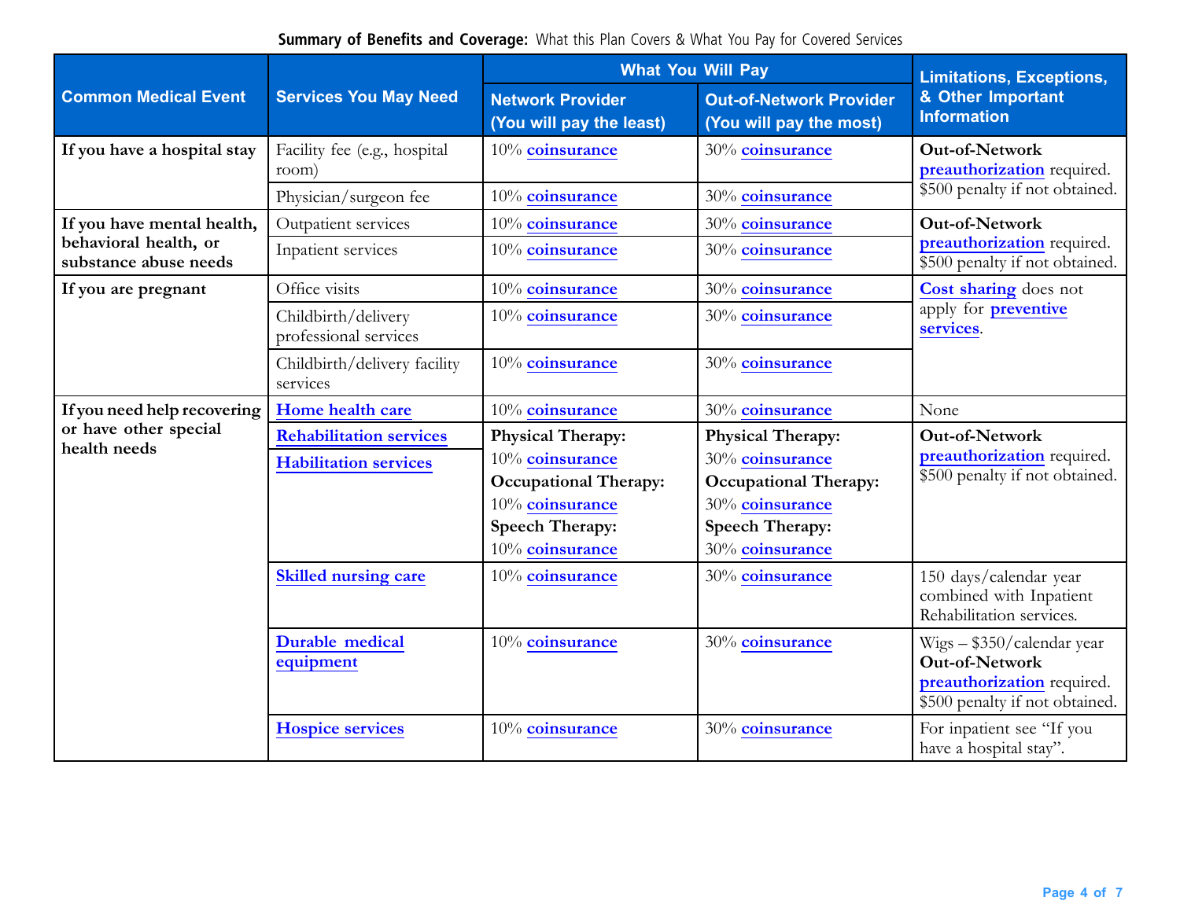**Summary of Benefits and Coverage:** What this Plan Covers & What You Pay for Covered Services

| Common Medical Event | Services You May Need | What You Will Pay | | Limitations, Exceptions, & Other Important Information |
|---|---|---|---|---|
| | | **Network Provider (You will pay the least)** | **Out-of-Network Provider (You will pay the most)** | |
| **If you have a hospital stay** | Facility fee (e.g., hospital room) | 10% **coinsurance** | 30% **coinsurance** | **Out-of-Network** **preauthorization** required. $500 penalty if not obtained. |
| | Physician/surgeon fee | 10% **coinsurance** | 30% **coinsurance** | |
| **If you have mental health, behavioral health, or substance abuse needs** | Outpatient services | 10% **coinsurance** | 30% **coinsurance** | **Out-of-Network** **preauthorization** required. $500 penalty if not obtained. |
| | Inpatient services | 10% **coinsurance** | 30% **coinsurance** | |
| **If you are pregnant** | Office visits | 10% **coinsurance** | 30% **coinsurance** | **Cost sharing** does not apply for **preventive services**. |
| | Childbirth/delivery professional services | 10% **coinsurance** | 30% **coinsurance** | |
| | Childbirth/delivery facility services | 10% **coinsurance** | 30% **coinsurance** | |
| **If you need help recovering or have other special health needs** | **Home health care** | 10% **coinsurance** | 30% **coinsurance** | None |
| | **Rehabilitation services** **Habilitation services** | **Physical Therapy:** 10% **coinsurance** **Occupational Therapy:** 10% **coinsurance** **Speech Therapy:** 10% **coinsurance** | **Physical Therapy:** 30% **coinsurance** **Occupational Therapy:** 30% **coinsurance** **Speech Therapy:** 30% **coinsurance** | **Out-of-Network** **preauthorization** required. $500 penalty if not obtained. |
| | **Skilled nursing care** | 10% **coinsurance** | 30% **coinsurance** | 150 days/calendar year combined with Inpatient Rehabilitation services. |
| | **Durable medical equipment** | 10% **coinsurance** | 30% **coinsurance** | Wigs – $350/calendar year **Out-of-Network** **preauthorization** required. $500 penalty if not obtained. |
| | **Hospice services** | 10% **coinsurance** | 30% **coinsurance** | For inpatient see "If you have a hospital stay". |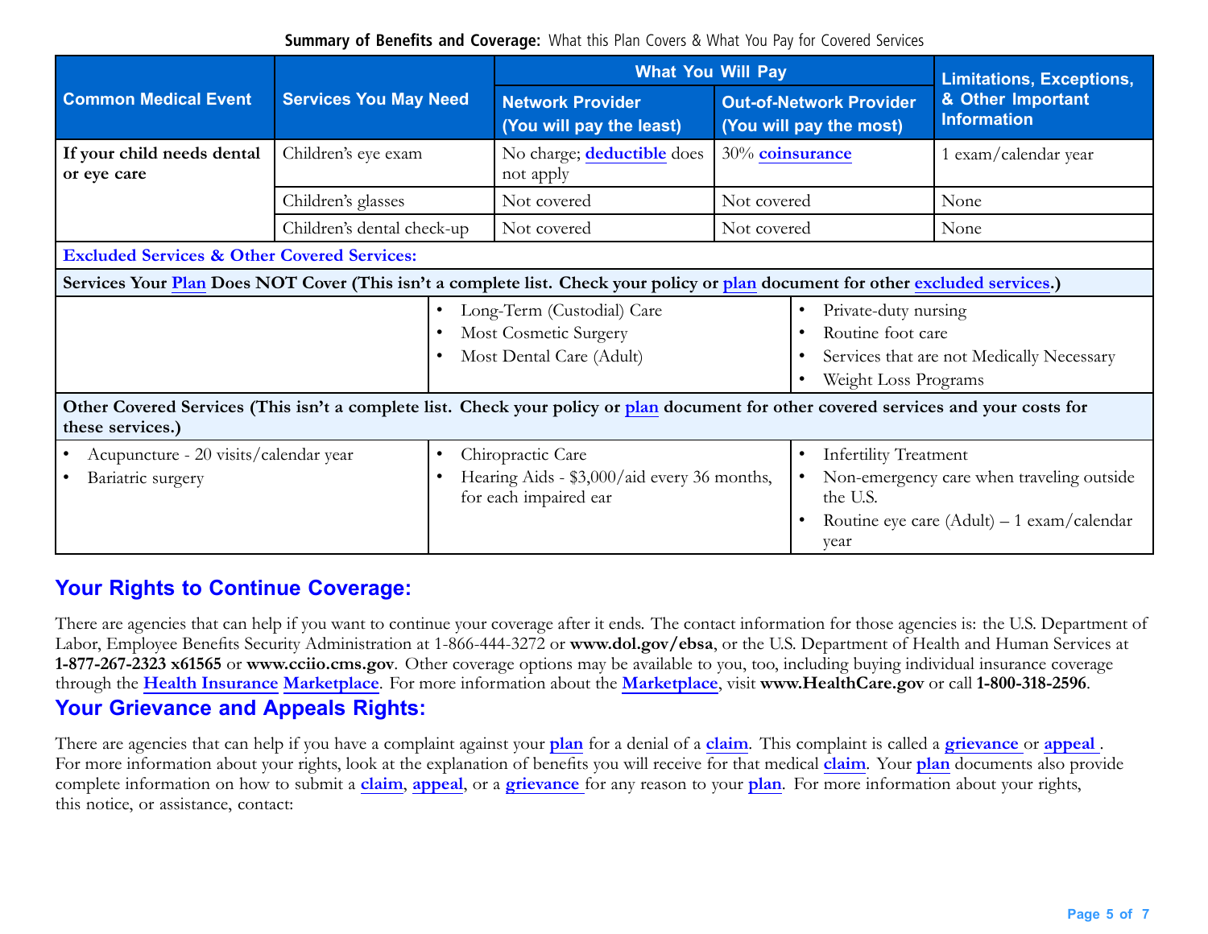Summary of Benefits and Coverage: What this Plan Covers & What You Pay for Covered Services

| Common Medical Event | Services You May Need | What You Will Pay | | Limitations, Exceptions, & Other Important Information |
|---|---|---|---|---|
| | | Network Provider (You will pay the least) | Out-of-Network Provider (You will pay the most) | |
| If your child needs dental or eye care | Children's eye exam | No charge; deductible does not apply | 30% coinsurance | 1 exam/calendar year |
| | Children's glasses | Not covered | Not covered | None |
| | Children's dental check-up | Not covered | Not covered | None |

**Excluded Services & Other Covered Services:**

**Services Your Plan Does NOT Cover (This isn't a complete list. Check your policy or plan document for other excluded services.)**

- Long-Term (Custodial) Care
- Most Cosmetic Surgery
- Most Dental Care (Adult)
- Private-duty nursing
- Routine foot care
- Services that are not Medically Necessary
- Weight Loss Programs

**Other Covered Services (This isn't a complete list. Check your policy or plan document for other covered services and your costs for these services.)**

- Acupuncture - 20 visits/calendar year
- Bariatric surgery
- Chiropractic Care
- Hearing Aids - $3,000/aid every 36 months, for each impaired ear
- Infertility Treatment
- Non-emergency care when traveling outside the U.S.
- Routine eye care (Adult) – 1 exam/calendar year

## Your Rights to Continue Coverage:

There are agencies that can help if you want to continue your coverage after it ends. The contact information for those agencies is: the U.S. Department of Labor, Employee Benefits Security Administration at 1-866-444-3272 or **www.dol.gov/ebsa**, or the U.S. Department of Health and Human Services at **1-877-267-2323 x61565** or **www.cciio.cms.gov**. Other coverage options may be available to you, too, including buying individual insurance coverage through the **Health Insurance Marketplace**. For more information about the **Marketplace**, visit **www.HealthCare.gov** or call **1-800-318-2596**.

## Your Grievance and Appeals Rights:

There are agencies that can help if you have a complaint against your **plan** for a denial of a **claim**. This complaint is called a **grievance** or **appeal**. For more information about your rights, look at the explanation of benefits you will receive for that medical **claim**. Your **plan** documents also provide complete information on how to submit a **claim**, **appeal**, or a **grievance** for any reason to your **plan**. For more information about your rights, this notice, or assistance, contact: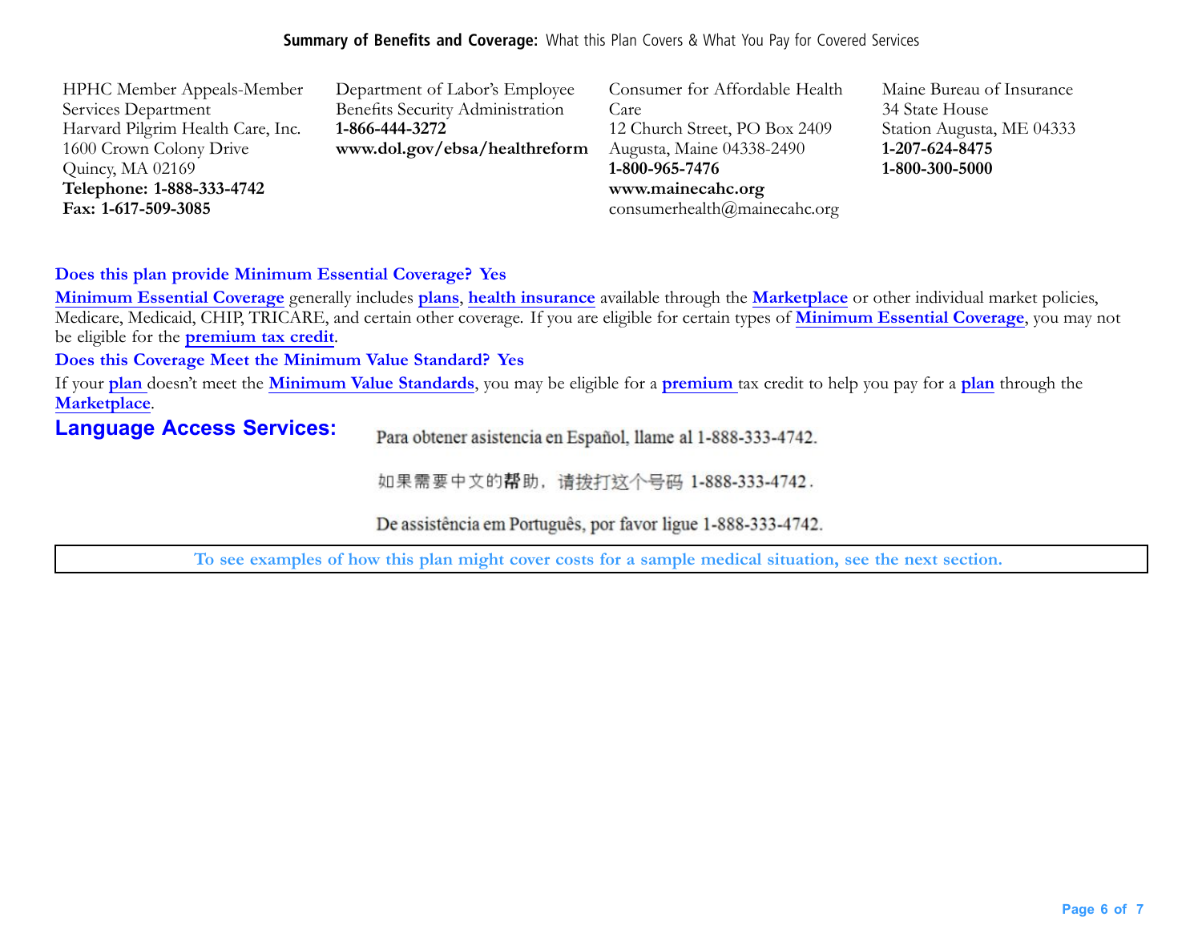HPHC Member Appeals-Member Services Department
Harvard Pilgrim Health Care, Inc.
1600 Crown Colony Drive
Quincy, MA 02169
**Telephone: 1-888-333-4742**
**Fax: 1-617-509-3085**

Department of Labor's Employee Benefits Security Administration
**1-866-444-3272**
**www.dol.gov/ebsa/healthreform**

Consumer for Affordable Health Care
12 Church Street, PO Box 2409
Augusta, Maine 04338-2490
**1-800-965-7476**
**www.mainecahc.org**
consumerhealth@mainecahc.org

Maine Bureau of Insurance
34 State House
Station Augusta, ME 04333
**1-207-624-8475**
**1-800-300-5000**

**Does this plan provide Minimum Essential Coverage? Yes**

**Minimum Essential Coverage** generally includes **plans**, **health insurance** available through the **Marketplace** or other individual market policies, Medicare, Medicaid, CHIP, TRICARE, and certain other coverage. If you are eligible for certain types of **Minimum Essential Coverage**, you may not be eligible for the **premium tax credit**.

**Does this Coverage Meet the Minimum Value Standard? Yes**

If your **plan** doesn't meet the **Minimum Value Standards**, you may be eligible for a **premium** tax credit to help you pay for a **plan** through the **Marketplace**.

## Language Access Services:

Para obtener asistencia en Español, llame al 1-888-333-4742.

如果需要中文的帮助，请拨打这个号码 1-888-333-4742.

De assistência em Português, por favor ligue 1-888-333-4742.

**To see examples of how this plan might cover costs for a sample medical situation, see the next section.**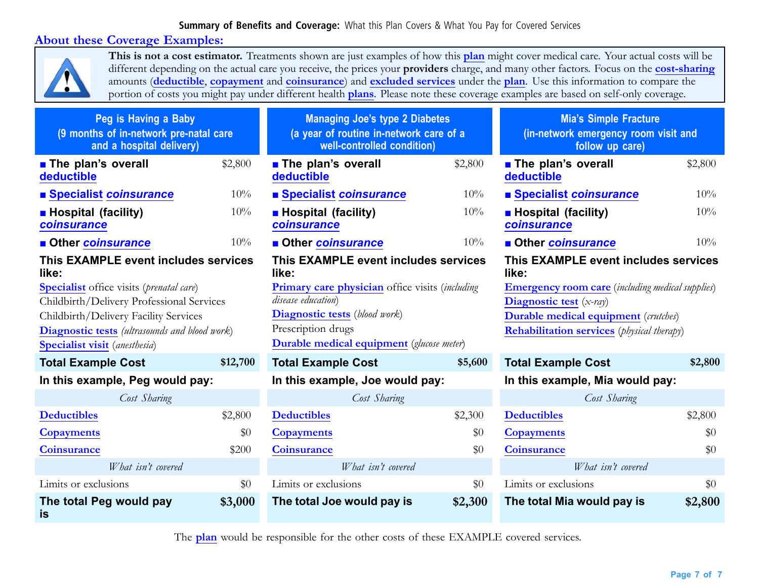Summary of Benefits and Coverage: What this Plan Covers & What You Pay for Covered Services

## About these Coverage Examples:

**This is not a cost estimator.** Treatments shown are just examples of how this plan might cover medical care. Your actual costs will be different depending on the actual care you receive, the prices your **providers** charge, and many other factors. Focus on the cost-sharing amounts (deductible, copayment and coinsurance) and excluded services under the plan. Use this information to compare the portion of costs you might pay under different health plans. Please note these coverage examples are based on self-only coverage.

### Peg is Having a Baby
(9 months of in-network pre-natal care and a hospital delivery)

| | |
|---|---|
| ■ **The plan's overall deductible** | $2,800 |
| ■ **Specialist coinsurance** | 10% |
| ■ **Hospital (facility) coinsurance** | 10% |
| ■ **Other coinsurance** | 10% |

**This EXAMPLE event includes services like:**
Specialist office visits (*prenatal care*)
Childbirth/Delivery Professional Services
Childbirth/Delivery Facility Services
Diagnostic tests (*ultrasounds and blood work*)
Specialist visit (*anesthesia*)

| **Total Example Cost** | **$12,700** |
|---|---|
| **In this example, Peg would pay:** | |
| *Cost Sharing* | |
| Deductibles | $2,800 |
| Copayments | $0 |
| Coinsurance | $200 |
| *What isn't covered* | |
| Limits or exclusions | $0 |
| **The total Peg would pay is** | **$3,000** |

### Managing Joe's type 2 Diabetes
(a year of routine in-network care of a well-controlled condition)

| | |
|---|---|
| ■ **The plan's overall deductible** | $2,800 |
| ■ **Specialist coinsurance** | 10% |
| ■ **Hospital (facility) coinsurance** | 10% |
| ■ **Other coinsurance** | 10% |

**This EXAMPLE event includes services like:**
Primary care physician office visits (*including disease education*)
Diagnostic tests (*blood work*)
Prescription drugs
Durable medical equipment (*glucose meter*)

| **Total Example Cost** | **$5,600** |
|---|---|
| **In this example, Joe would pay:** | |
| *Cost Sharing* | |
| Deductibles | $2,300 |
| Copayments | $0 |
| Coinsurance | $0 |
| *What isn't covered* | |
| Limits or exclusions | $0 |
| **The total Joe would pay is** | **$2,300** |

### Mia's Simple Fracture
(in-network emergency room visit and follow up care)

| | |
|---|---|
| ■ **The plan's overall deductible** | $2,800 |
| ■ **Specialist coinsurance** | 10% |
| ■ **Hospital (facility) coinsurance** | 10% |
| ■ **Other coinsurance** | 10% |

**This EXAMPLE event includes services like:**
Emergency room care (*including medical supplies*)
Diagnostic test (*x-ray*)
Durable medical equipment (*crutches*)
Rehabilitation services (*physical therapy*)

| **Total Example Cost** | **$2,800** |
|---|---|
| **In this example, Mia would pay:** | |
| *Cost Sharing* | |
| Deductibles | $2,800 |
| Copayments | $0 |
| Coinsurance | $0 |
| *What isn't covered* | |
| Limits or exclusions | $0 |
| **The total Mia would pay is** | **$2,800** |

The plan would be responsible for the other costs of these EXAMPLE covered services.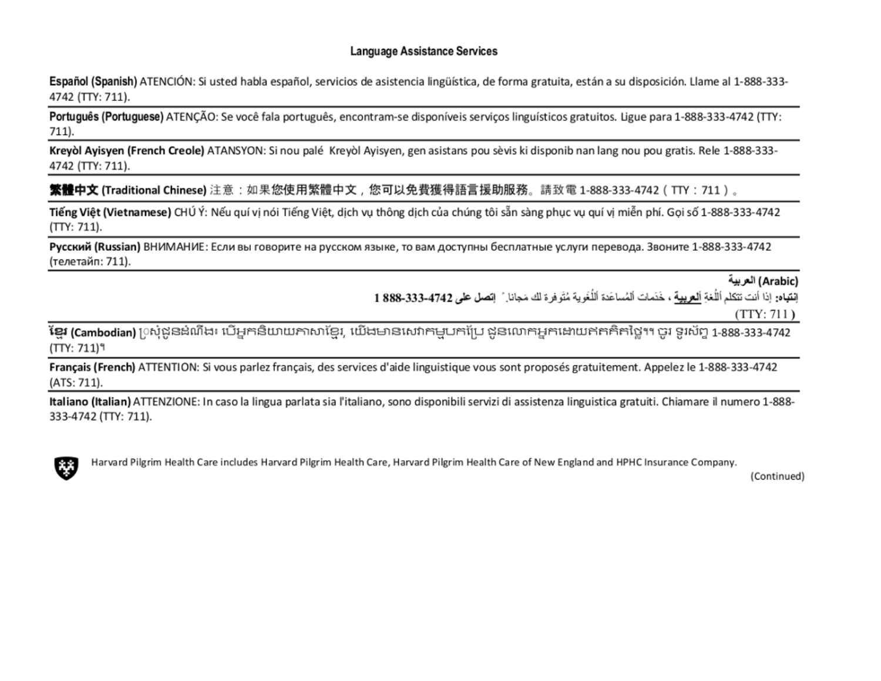## Language Assistance Services

**Español (Spanish)** ATENCIÓN: Si usted habla español, servicios de asistencia lingüística, de forma gratuita, están a su disposición. Llame al 1-888-333-4742 (TTY: 711).

**Português (Portuguese)** ATENÇÃO: Se você fala português, encontram-se disponíveis serviços linguísticos gratuitos. Ligue para 1-888-333-4742 (TTY: 711).

**Kreyòl Ayisyen (French Creole)** ATANSYON: Si nou palé Kreyòl Ayisyen, gen asistans pou sèvis ki disponib nan lang nou pou gratis. Rele 1-888-333-4742 (TTY: 711).

**繁體中文 (Traditional Chinese)** 注意：如果您使用繁體中文，您可以免費獲得語言援助服務。請致電 1-888-333-4742（TTY：711）。

**Tiếng Việt (Vietnamese)** CHÚ Ý: Nếu quí vị nói Tiếng Việt, dịch vụ thông dịch của chúng tôi sẵn sàng phục vụ quí vị miễn phí. Gọi số 1-888-333-4742 (TTY: 711).

**Русский (Russian)** ВНИМАНИЕ: Если вы говорите на русском языке, то вам доступны бесплатные услуги перевода. Звоните 1-888-333-4742 (телетайп: 711).

**العربية (Arabic)**
**إنتباه:** إذا أنت تتكلم اللُغة العربية ، خَدَمات المُساعَدة اللُغَوية مُتَوفرة لك مَجانا. إتصل على 1 888-333-4742
(TTY: 711)

**ខ្មែរ (Cambodian)** ប្រសិនជូនដំណឹង៖ បើអ្នកនិយាយភាសាខ្មែរ, យើងមានសេវាកម្មបកប្រែ ជូនលោកអ្នកដោយឥតគិតថ្លៃ។ ចូរ ទូរស័ព្ទ 1-888-333-4742 (TTY: 711)។

**Français (French)** ATTENTION: Si vous parlez français, des services d'aide linguistique vous sont proposés gratuitement. Appelez le 1-888-333-4742 (ATS: 711).

**Italiano (Italian)** ATTENZIONE: In caso la lingua parlata sia l'italiano, sono disponibili servizi di assistenza linguistica gratuiti. Chiamare il numero 1-888-333-4742 (TTY: 711).

Harvard Pilgrim Health Care includes Harvard Pilgrim Health Care, Harvard Pilgrim Health Care of New England and HPHC Insurance Company.

(Continued)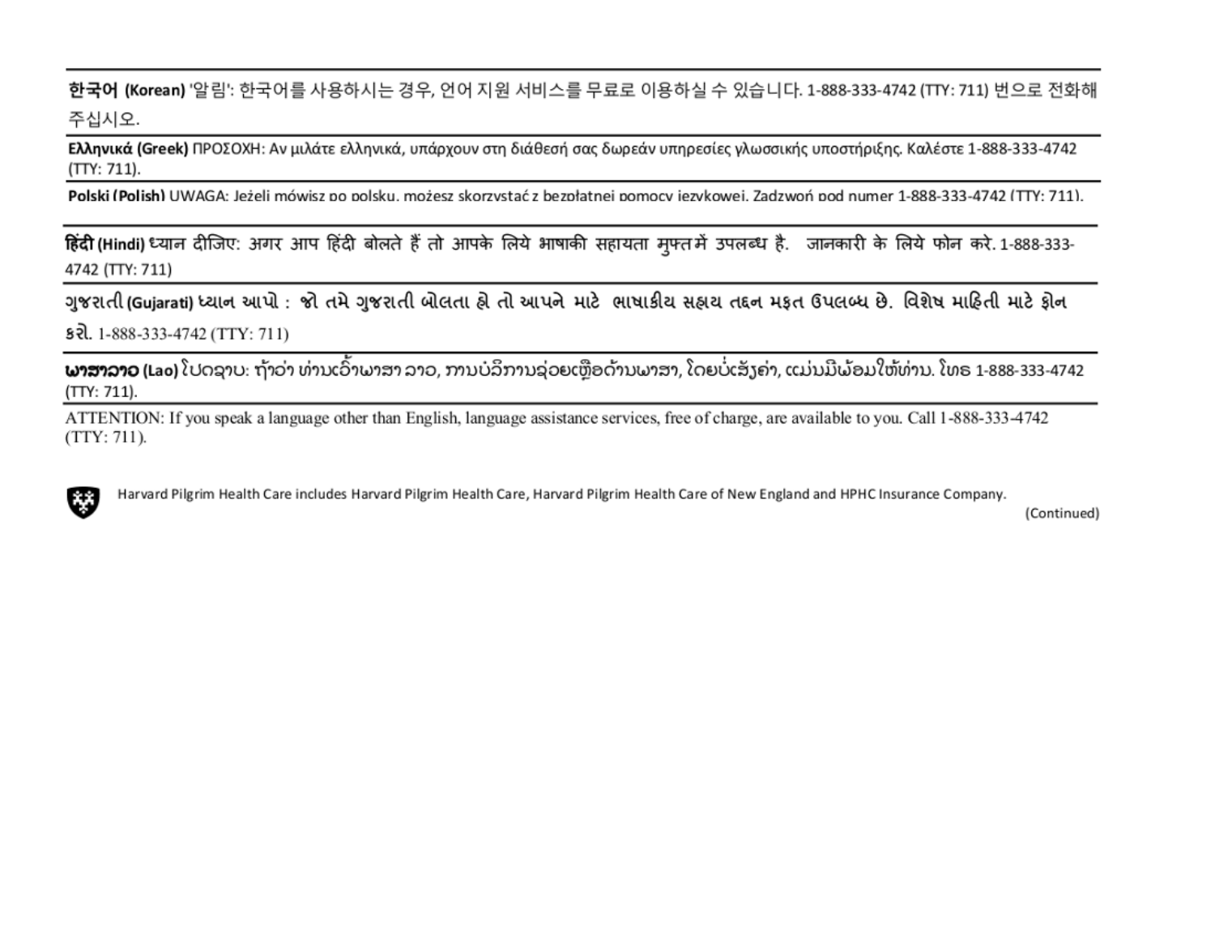**한국어 (Korean)** '알림': 한국어를 사용하시는 경우, 언어 지원 서비스를 무료로 이용하실 수 있습니다. 1-888-333-4742 (TTY: 711) 번으로 전화해 주십시오.

**Ελληνικά (Greek)** ΠΡΟΣΟΧΗ: Αν μιλάτε ελληνικά, υπάρχουν στη διάθεσή σας δωρεάν υπηρεσίες γλωσσικής υποστήριξης. Καλέστε 1-888-333-4742 (TTY: 711).

**Polski (Polish)** UWAGA: Jeżeli mówisz po polsku, możesz skorzystać z bezpłatnej pomocy językowej. Zadzwoń pod numer 1-888-333-4742 (TTY: 711).

**हिंदी (Hindi)** ध्यान दीजिए: अगर आप हिंदी बोलते हैं तो आपके लिये भाषाकी सहायता मुफ्त में उपलब्ध है. जानकारी के लिये फोन करे. 1-888-333-4742 (TTY: 711)

**ગુજરાતી (Gujarati)** ધ્યાન આપો : જો તમે ગુજરાતી બોલતા હો તો આપને માટે ભાષાકીય સહાય તદ્દન મફત ઉપલબ્ધ છે. વિશેષ માહિતી માટે ફોન કરો. 1-888-333-4742 (TTY: 711)

**ພາສາລາວ (Lao)** ໂປດຊາບ: ຖ້າວ່າ ທ່ານເວົ້າພາສາ ລາວ, ການບໍລິການຊ່ວຍເຫຼືອດ້ານພາສາ, ໂດຍບໍ່ເສັຽຄ່າ, ແມ່ນມີພ້ອມໃຫ້ທ່ານ. ໂທຣ 1-888-333-4742 (TTY: 711).

ATTENTION: If you speak a language other than English, language assistance services, free of charge, are available to you. Call 1-888-333-4742 (TTY: 711).

Harvard Pilgrim Health Care includes Harvard Pilgrim Health Care, Harvard Pilgrim Health Care of New England and HPHC Insurance Company.

(Continued)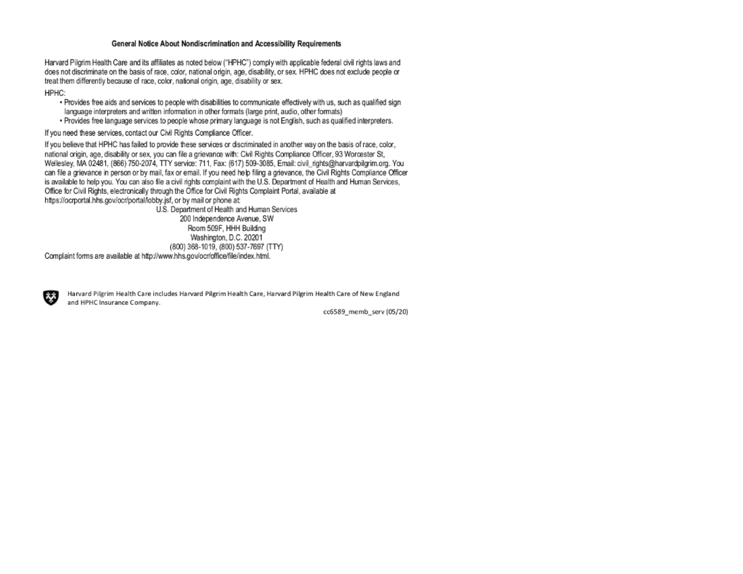## General Notice About Nondiscrimination and Accessibility Requirements

Harvard Pilgrim Health Care and its affiliates as noted below ("HPHC") comply with applicable federal civil rights laws and does not discriminate on the basis of race, color, national origin, age, disability, or sex. HPHC does not exclude people or treat them differently because of race, color, national origin, age, disability or sex.

HPHC:

- Provides free aids and services to people with disabilities to communicate effectively with us, such as qualified sign language interpreters and written information in other formats (large print, audio, other formats)
- Provides free language services to people whose primary language is not English, such as qualified interpreters.

If you need these services, contact our Civil Rights Compliance Officer.

If you believe that HPHC has failed to provide these services or discriminated in another way on the basis of race, color, national origin, age, disability or sex, you can file a grievance with: Civil Rights Compliance Officer, 93 Worcester St, Wellesley, MA 02481, (866) 750-2074, TTY service: 711, Fax: (617) 509-3085, Email: civil_rights@harvardpilgrim.org. You can file a grievance in person or by mail, fax or email. If you need help filing a grievance, the Civil Rights Compliance Officer is available to help you. You can also file a civil rights complaint with the U.S. Department of Health and Human Services, Office for Civil Rights, electronically through the Office for Civil Rights Complaint Portal, available at https://ocrportal.hhs.gov/ocr/portal/lobby.jsf, or by mail or phone at:

U.S. Department of Health and Human Services
200 Independence Avenue, SW
Room 509F, HHH Building
Washington, D.C. 20201
(800) 368-1019, (800) 537-7697 (TTY)

Complaint forms are available at http://www.hhs.gov/ocr/office/file/index.html.

Harvard Pilgrim Health Care includes Harvard Pilgrim Health Care, Harvard Pilgrim Health Care of New England and HPHC Insurance Company.

cc6589_memb_serv (05/20)